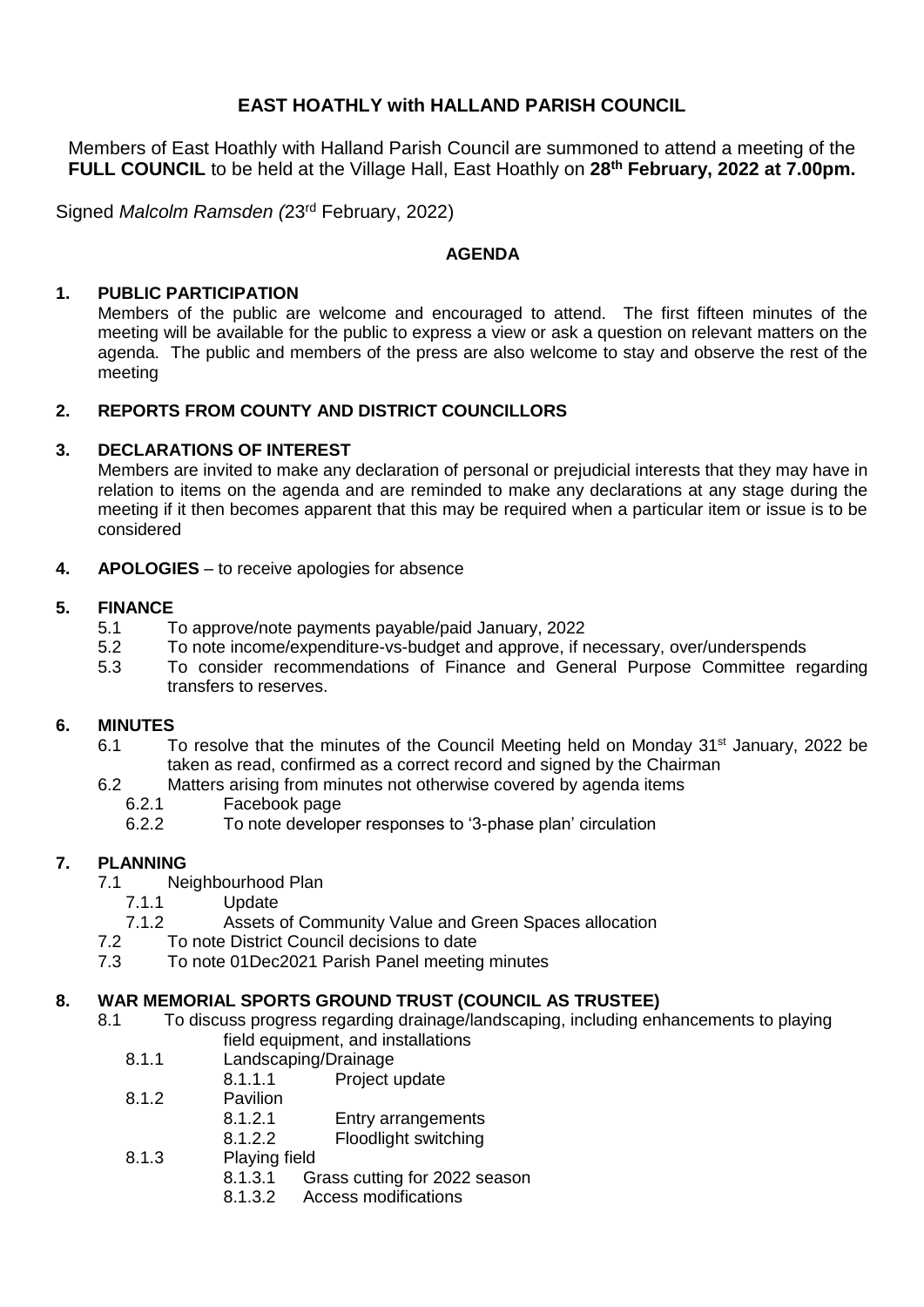# EAST HOATHLY with HALLAND PARISH COUNCIL

Members of East Hoathly with Halland Parish Council are summoned to attend a meeting of the **FULL COUNCIL** to be held at the Village Hall, East Hoathly on **28th February, 2022 at 7.00pm.**

Signed *Malcolm Ramsden (*23rd February, 2022)

## AGENDA

**1. PUBLIC PARTICIPATION**

Members of the public are welcome and encouraged to attend. The first fifteen minutes of the meeting will be available for the public to express a view or ask a question on relevant matters on the agenda. The public and members of the press are also welcome to stay and observe the rest of the meeting

**2. REPORTS FROM COUNTY AND DISTRICT COUNCILLORS**

**3. DECLARATIONS OF INTEREST**

Members are invited to make any declaration of personal or prejudicial interests that they may have in relation to items on the agenda and are reminded to make any declarations at any stage during the meeting if it then becomes apparent that this may be required when a particular item or issue is to be considered

**4. APOLOGIES** – to receive apologies for absence

**5. FINANCE**

- 5.1 To approve/note payments payable/paid January, 2022
- 5.2 To note income/expenditure-vs-budget and approve, if necessary, over/underspends
- 5.3 To consider recommendations of Finance and General Purpose Committee regarding transfers to reserves.

**6. MINUTES**

- 6.1 To resolve that the minutes of the Council Meeting held on Monday 31st January, 2022 be taken as read, confirmed as a correct record and signed by the Chairman
- 6.2 Matters arising from minutes not otherwise covered by agenda items
  - 6.2.1 Facebook page
  - 6.2.2 To note developer responses to '3-phase plan' circulation

**7. PLANNING**

- 7.1 Neighbourhood Plan
  - 7.1.1 Update
  - 7.1.2 Assets of Community Value and Green Spaces allocation
- 7.2 To note District Council decisions to date
- 7.3 To note 01Dec2021 Parish Panel meeting minutes

**8. WAR MEMORIAL SPORTS GROUND TRUST (COUNCIL AS TRUSTEE)**

- 8.1 To discuss progress regarding drainage/landscaping, including enhancements to playing field equipment, and installations
  - 8.1.1 Landscaping/Drainage
    - 8.1.1.1 Project update
  - 8.1.2 Pavilion
    - 8.1.2.1 Entry arrangements
    - 8.1.2.2 Floodlight switching
  - 8.1.3 Playing field
    - 8.1.3.1 Grass cutting for 2022 season
    - 8.1.3.2 Access modifications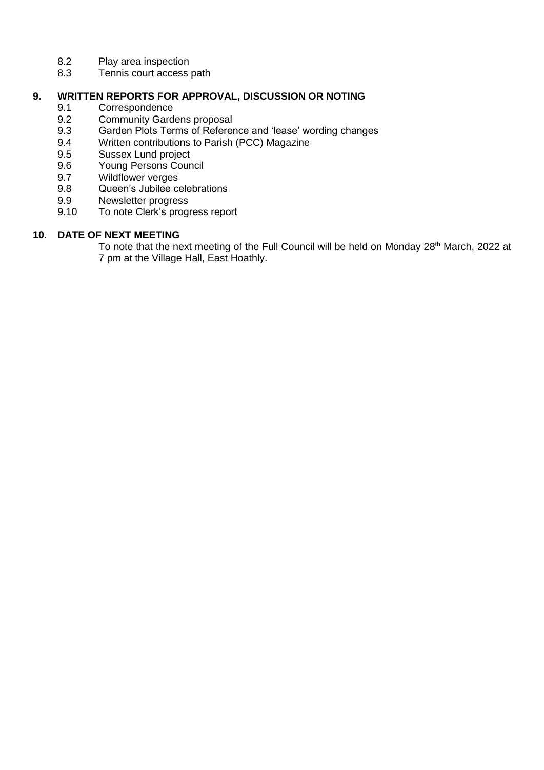8.2 Play area inspection
8.3 Tennis court access path

## 9. WRITTEN REPORTS FOR APPROVAL, DISCUSSION OR NOTING

9.1 Correspondence
9.2 Community Gardens proposal
9.3 Garden Plots Terms of Reference and 'lease' wording changes
9.4 Written contributions to Parish (PCC) Magazine
9.5 Sussex Lund project
9.6 Young Persons Council
9.7 Wildflower verges
9.8 Queen's Jubilee celebrations
9.9 Newsletter progress
9.10 To note Clerk's progress report

## 10. DATE OF NEXT MEETING

To note that the next meeting of the Full Council will be held on Monday 28th March, 2022 at 7 pm at the Village Hall, East Hoathly.